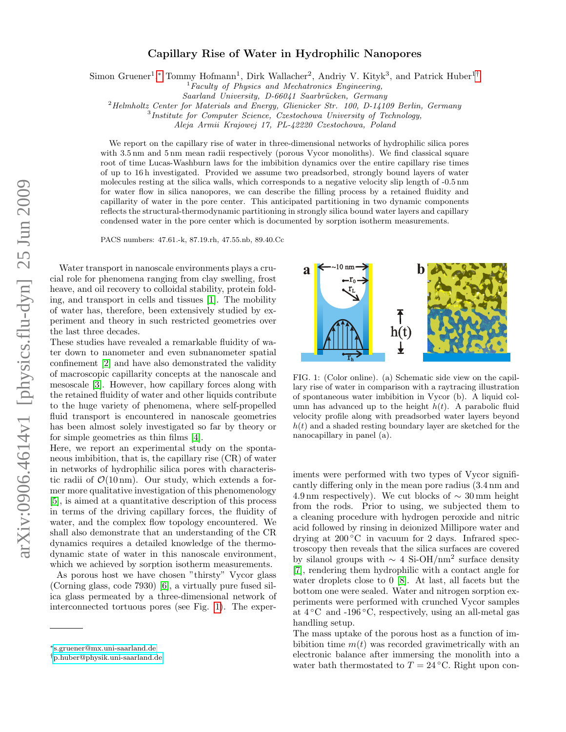# Capillary Rise of Water in Hydrophilic Nanopores

Simon Gruener[1,*], Tommy Hofmann[1], Dirk Wallacher[2], Andriy V. Kityk[3], and Patrick Huber[1,†]

[1] *Faculty of Physics and Mechatronics Engineering, Saarland University, D-66041 Saarbrücken, Germany*

[2] *Helmholtz Center for Materials and Energy, Glienicker Str. 100, D-14109 Berlin, Germany*

[3] *Institute for Computer Science, Czestochowa University of Technology, Aleja Armii Krajowej 17, PL-42220 Czestochowa, Poland*

We report on the capillary rise of water in three-dimensional networks of hydrophilic silica pores with 3.5 nm and 5 nm mean radii respectively (porous Vycor monoliths). We find classical square root of time Lucas-Washburn laws for the imbibition dynamics over the entire capillary rise times of up to 16 h investigated. Provided we assume two preadsorbed, strongly bound layers of water molecules resting at the silica walls, which corresponds to a negative velocity slip length of -0.5 nm for water flow in silica nanopores, we can describe the filling process by a retained fluidity and capillarity of water in the pore center. This anticipated partitioning in two dynamic components reflects the structural-thermodynamic partitioning in strongly silica bound water layers and capillary condensed water in the pore center which is documented by sorption isotherm measurements.

PACS numbers: 47.61.-k, 87.19.rh, 47.55.nb, 89.40.Cc

Water transport in nanoscale environments plays a crucial role for phenomena ranging from clay swelling, frost heave, and oil recovery to colloidal stability, protein folding, and transport in cells and tissues [1]. The mobility of water has, therefore, been extensively studied by experiment and theory in such restricted geometries over the last three decades.

These studies have revealed a remarkable fluidity of water down to nanometer and even subnanometer spatial confinement [2] and have also demonstrated the validity of macroscopic capillarity concepts at the nanoscale and mesoscale [3]. However, how capillary forces along with the retained fluidity of water and other liquids contribute to the huge variety of phenomena, where self-propelled fluid transport is encountered in nanoscale geometries has been almost solely investigated so far by theory or for simple geometries as thin films [4].

Here, we report an experimental study on the spontaneous imbibition, that is, the capillary rise (CR) of water in networks of hydrophilic silica pores with characteristic radii of $\mathcal{O}(10\,\text{nm})$. Our study, which extends a former more qualitative investigation of this phenomenology [5], is aimed at a quantitative description of this process in terms of the driving capillary forces, the fluidity of water, and the complex flow topology encountered. We shall also demonstrate that an understanding of the CR dynamics requires a detailed knowledge of the thermodynamic state of water in this nanoscale environment, which we achieved by sorption isotherm measurements.

As porous host we have chosen "thirsty" Vycor glass (Corning glass, code 7930) [6], a virtually pure fused silica glass permeated by a three-dimensional network of interconnected tortuous pores (see Fig. 1). The experiments were performed with two types of Vycor significantly differing only in the mean pore radius (3.4 nm and 4.9 nm respectively). We cut blocks of $\sim 30$ mm height from the rods. Prior to using, we subjected them to a cleaning procedure with hydrogen peroxide and nitric acid followed by rinsing in deionized Millipore water and drying at 200 °C in vacuum for 2 days. Infrared spectroscopy then reveals that the silica surfaces are covered by silanol groups with $\sim$ 4 Si-OH/nm$^2$ surface density [7], rendering them hydrophilic with a contact angle for water droplets close to 0 [8]. At last, all facets but the bottom one were sealed. Water and nitrogen sorption experiments were performed with crunched Vycor samples at 4 °C and -196 °C, respectively, using an all-metal gas handling setup.

FIG. 1: (Color online). (a) Schematic side view on the capillary rise of water in comparison with a raytracing illustration of spontaneous water imbibition in Vycor (b). A liquid column has advanced up to the height $h(t)$. A parabolic fluid velocity profile along with preadsorbed water layers beyond $h(t)$ and a shaded resting boundary layer are sketched for the nanocapillary in panel (a).

The mass uptake of the porous host as a function of imbibition time $m(t)$ was recorded gravimetrically with an electronic balance after immersing the monolith into a water bath thermostated to $T = 24$ °C. Right upon con-

---

*s.gruener@mx.uni-saarland.de

†p.huber@physik.uni-saarland.de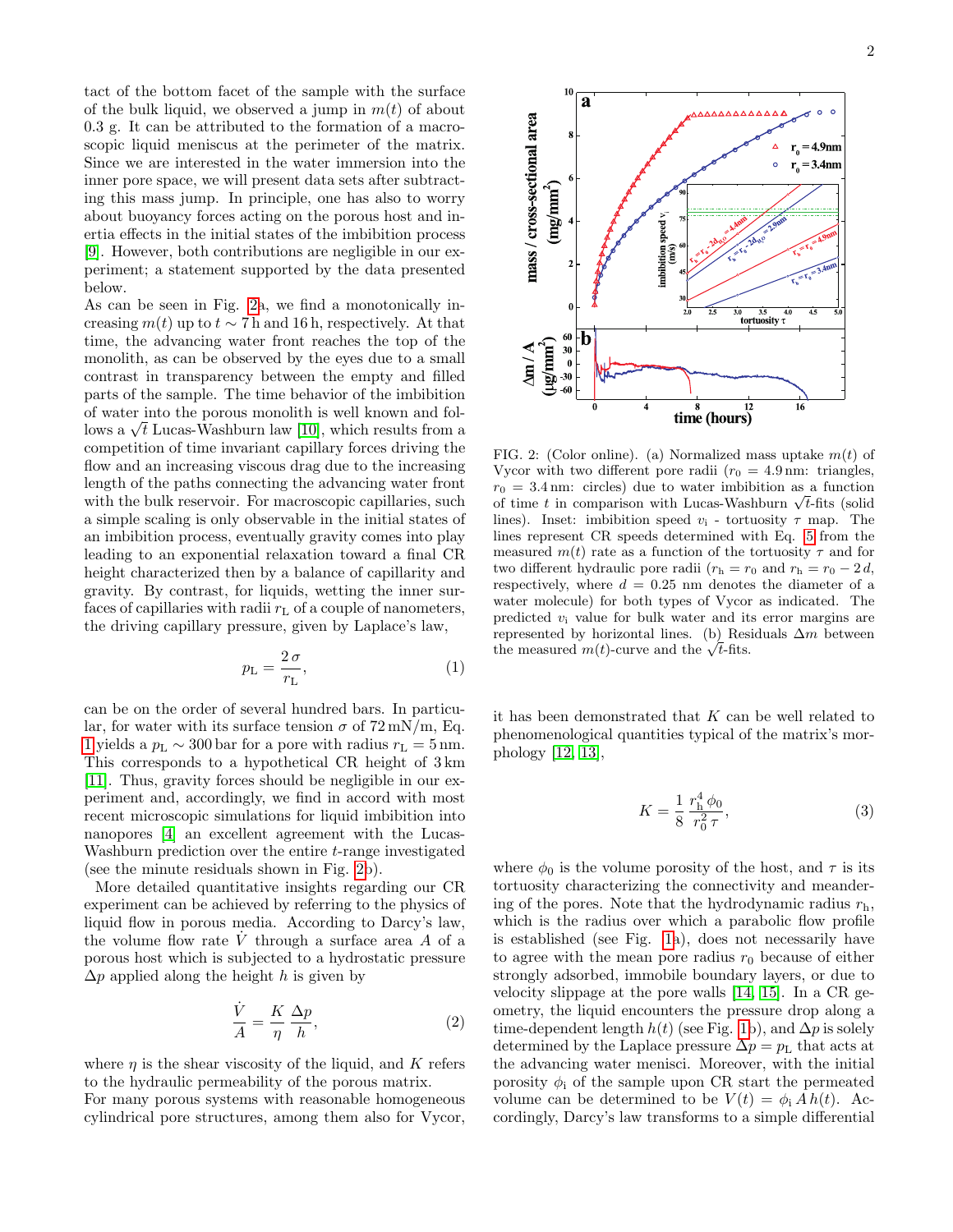tact of the bottom facet of the sample with the surface of the bulk liquid, we observed a jump in $m(t)$ of about 0.3 g. It can be attributed to the formation of a macroscopic liquid meniscus at the perimeter of the matrix. Since we are interested in the water immersion into the inner pore space, we will present data sets after subtracting this mass jump. In principle, one has also to worry about buoyancy forces acting on the porous host and inertia effects in the initial states of the imbibition process [9]. However, both contributions are negligible in our experiment; a statement supported by the data presented below.

As can be seen in Fig. 2a, we find a monotonically increasing $m(t)$ up to $t \sim 7$ h and 16 h, respectively. At that time, the advancing water front reaches the top of the monolith, as can be observed by the eyes due to a small contrast in transparency between the empty and filled parts of the sample. The time behavior of the imbibition of water into the porous monolith is well known and follows a $\sqrt{t}$ Lucas-Washburn law [10], which results from a competition of time invariant capillary forces driving the flow and an increasing viscous drag due to the increasing length of the paths connecting the advancing water front with the bulk reservoir. For macroscopic capillaries, such a simple scaling is only observable in the initial states of an imbibition process, eventually gravity comes into play leading to an exponential relaxation toward a final CR height characterized then by a balance of capillarity and gravity. By contrast, for liquids, wetting the inner surfaces of capillaries with radii $r_\mathrm{L}$ of a couple of nanometers, the driving capillary pressure, given by Laplace's law,

$$p_\mathrm{L} = \frac{2\,\sigma}{r_\mathrm{L}}, \tag{1}$$

can be on the order of several hundred bars. In particular, for water with its surface tension $\sigma$ of 72 mN/m, Eq. 1 yields a $p_\mathrm{L} \sim 300$ bar for a pore with radius $r_\mathrm{L} = 5$ nm. This corresponds to a hypothetical CR height of 3 km [11]. Thus, gravity forces should be negligible in our experiment and, accordingly, we find in accord with most recent microscopic simulations for liquid imbibition into nanopores [4] an excellent agreement with the Lucas-Washburn prediction over the entire $t$-range investigated (see the minute residuals shown in Fig. 2b).

More detailed quantitative insights regarding our CR experiment can be achieved by referring to the physics of liquid flow in porous media. According to Darcy's law, the volume flow rate $\dot{V}$ through a surface area $A$ of a porous host which is subjected to a hydrostatic pressure $\Delta p$ applied along the height $h$ is given by

$$\frac{\dot{V}}{A} = \frac{K}{\eta}\,\frac{\Delta p}{h}, \tag{2}$$

where $\eta$ is the shear viscosity of the liquid, and $K$ refers to the hydraulic permeability of the porous matrix.

For many porous systems with reasonable homogeneous cylindrical pore structures, among them also for Vycor, it has been demonstrated that $K$ can be well related to phenomenological quantities typical of the matrix's morphology [12, 13],

$$K = \frac{1}{8}\,\frac{r_\mathrm{h}^4\,\phi_0}{r_0^2\,\tau}, \tag{3}$$

where $\phi_0$ is the volume porosity of the host, and $\tau$ is its tortuosity characterizing the connectivity and meandering of the pores. Note that the hydrodynamic radius $r_\mathrm{h}$, which is the radius over which a parabolic flow profile is established (see Fig. 1a), does not necessarily have to agree with the mean pore radius $r_0$ because of either strongly adsorbed, immobile boundary layers, or due to velocity slippage at the pore walls [14, 15]. In a CR geometry, the liquid encounters the pressure drop along a time-dependent length $h(t)$ (see Fig. 1b), and $\Delta p$ is solely determined by the Laplace pressure $\Delta p = p_\mathrm{L}$ that acts at the advancing water menisci. Moreover, with the initial porosity $\phi_\mathrm{i}$ of the sample upon CR start the permeated volume can be determined to be $V(t) = \phi_\mathrm{i}\,A\,h(t)$. Accordingly, Darcy's law transforms to a simple differential

FIG. 2: (Color online). (a) Normalized mass uptake $m(t)$ of Vycor with two different pore radii ($r_0 = 4.9$ nm: triangles, $r_0 = 3.4$ nm: circles) due to water imbibition as a function of time $t$ in comparison with Lucas-Washburn $\sqrt{t}$-fits (solid lines). Inset: imbibition speed $v_\mathrm{i}$ - tortuosity $\tau$ map. The lines represent CR speeds determined with Eq. 5 from the measured $m(t)$ rate as a function of the tortuosity $\tau$ and for two different hydraulic pore radii ($r_\mathrm{h} = r_0$ and $r_\mathrm{h} = r_0 - 2\,d$, respectively, where $d = 0.25$ nm denotes the diameter of a water molecule) for both types of Vycor as indicated. The predicted $v_\mathrm{i}$ value for bulk water and its error margins are represented by horizontal lines. (b) Residuals $\Delta m$ between the measured $m(t)$-curve and the $\sqrt{t}$-fits.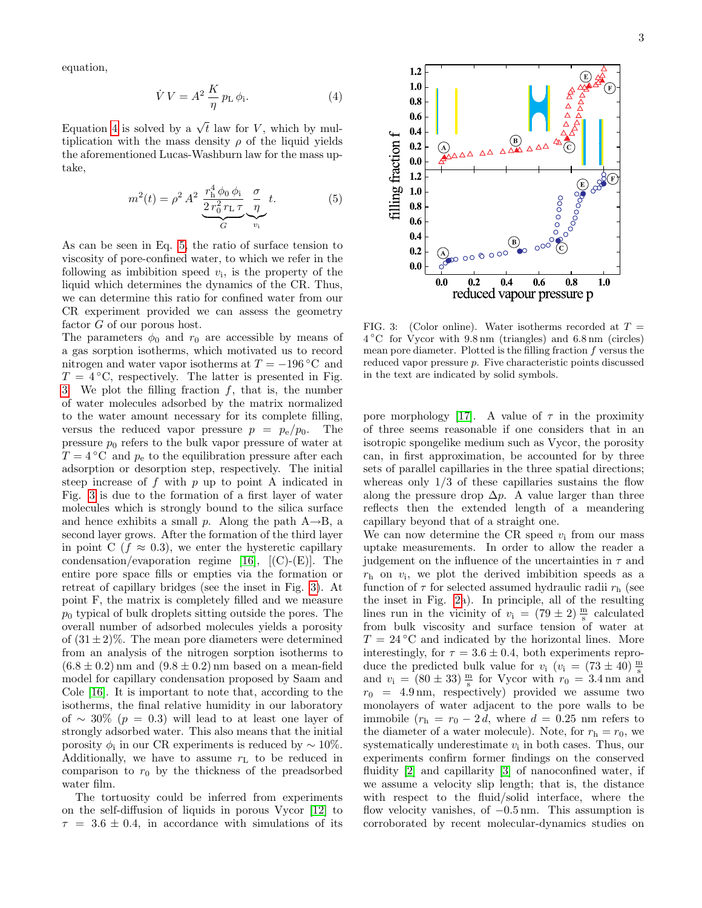equation,

$$\dot{V}\,V = A^2\,\frac{K}{\eta}\,p_{\mathrm{L}}\,\phi_{\mathrm{i}}. \tag{4}$$

Equation 4 is solved by a $\sqrt{t}$ law for $V$, which by multiplication with the mass density $\rho$ of the liquid yields the aforementioned Lucas-Washburn law for the mass uptake,

$$m^2(t) = \rho^2\,A^2\,\underbrace{\frac{r_{\mathrm{h}}^4\,\phi_0\,\phi_{\mathrm{i}}}{2\,r_0^2\,r_{\mathrm{L}}\,\tau}}_{G}\,\underbrace{\frac{\sigma}{\eta}}_{v_{\mathrm{i}}}\,t. \tag{5}$$

As can be seen in Eq. 5, the ratio of surface tension to viscosity of pore-confined water, to which we refer in the following as imbibition speed $v_{\mathrm{i}}$, is the property of the liquid which determines the dynamics of the CR. Thus, we can determine this ratio for confined water from our CR experiment provided we can assess the geometry factor $G$ of our porous host.

The parameters $\phi_0$ and $r_0$ are accessible by means of a gas sorption isotherms, which motivated us to record nitrogen and water vapor isotherms at $T = -196\,^\circ$C and $T = 4\,^\circ$C, respectively. The latter is presented in Fig. 3. We plot the filling fraction $f$, that is, the number of water molecules adsorbed by the matrix normalized to the water amount necessary for its complete filling, versus the reduced vapor pressure $p = p_{\mathrm{e}}/p_0$. The pressure $p_0$ refers to the bulk vapor pressure of water at $T = 4\,^\circ$C and $p_{\mathrm{e}}$ to the equilibration pressure after each adsorption or desorption step, respectively. The initial steep increase of $f$ with $p$ up to point A indicated in Fig. 3 is due to the formation of a first layer of water molecules which is strongly bound to the silica surface and hence exhibits a small $p$. Along the path A→B, a second layer grows. After the formation of the third layer in point C ($f \approx 0.3$), we enter the hysteretic capillary condensation/evaporation regime [16], [(C)-(E)]. The entire pore space fills or empties via the formation or retreat of capillary bridges (see the inset in Fig. 3). At point F, the matrix is completely filled and we measure $p_0$ typical of bulk droplets sitting outside the pores. The overall number of adsorbed molecules yields a porosity of $(31 \pm 2)$%. The mean pore diameters were determined from an analysis of the nitrogen sorption isotherms to $(6.8 \pm 0.2)$ nm and $(9.8 \pm 0.2)$ nm based on a mean-field model for capillary condensation proposed by Saam and Cole [16]. It is important to note that, according to the isotherms, the final relative humidity in our laboratory of $\sim 30\%$ ($p = 0.3$) will lead to at least one layer of strongly adsorbed water. This also means that the initial porosity $\phi_{\mathrm{i}}$ in our CR experiments is reduced by $\sim 10\%$. Additionally, we have to assume $r_{\mathrm{L}}$ to be reduced in comparison to $r_0$ by the thickness of the preadsorbed water film.

The tortuosity could be inferred from experiments on the self-diffusion of liquids in porous Vycor [12] to $\tau = 3.6 \pm 0.4$, in accordance with simulations of its pore morphology [17]. A value of $\tau$ in the proximity of three seems reasonable if one considers that in an isotropic spongelike medium such as Vycor, the porosity can, in first approximation, be accounted for by three sets of parallel capillaries in the three spatial directions; whereas only 1/3 of these capillaries sustains the flow along the pressure drop $\Delta p$. A value larger than three reflects then the extended length of a meandering capillary beyond that of a straight one.

FIG. 3: (Color online). Water isotherms recorded at $T = 4\,^\circ$C for Vycor with 9.8 nm (triangles) and 6.8 nm (circles) mean pore diameter. Plotted is the filling fraction $f$ versus the reduced vapor pressure $p$. Five characteristic points discussed in the text are indicated by solid symbols.

We can now determine the CR speed $v_{\mathrm{i}}$ from our mass uptake measurements. In order to allow the reader a judgement on the influence of the uncertainties in $\tau$ and $r_{\mathrm{h}}$ on $v_{\mathrm{i}}$, we plot the derived imbibition speeds as a function of $\tau$ for selected assumed hydraulic radii $r_{\mathrm{h}}$ (see the inset in Fig. 2a). In principle, all of the resulting lines run in the vicinity of $v_{\mathrm{i}} = (79 \pm 2)\,\frac{\mathrm{m}}{\mathrm{s}}$ calculated from bulk viscosity and surface tension of water at $T = 24\,^\circ$C and indicated by the horizontal lines. More interestingly, for $\tau = 3.6 \pm 0.4$, both experiments reproduce the predicted bulk value for $v_{\mathrm{i}}$ ($v_{\mathrm{i}} = (73 \pm 40)\,\frac{\mathrm{m}}{\mathrm{s}}$ and $v_{\mathrm{i}} = (80 \pm 33)\,\frac{\mathrm{m}}{\mathrm{s}}$ for Vycor with $r_0 = 3.4$ nm and $r_0 = 4.9$ nm, respectively) provided we assume two monolayers of water adjacent to the pore walls to be immobile ($r_{\mathrm{h}} = r_0 - 2\,d$, where $d = 0.25$ nm refers to the diameter of a water molecule). Note, for $r_{\mathrm{h}} = r_0$, we systematically underestimate $v_{\mathrm{i}}$ in both cases. Thus, our experiments confirm former findings on the conserved fluidity [2] and capillarity [3] of nanoconfined water, if we assume a velocity slip length; that is, the distance with respect to the fluid/solid interface, where the flow velocity vanishes, of $-0.5$ nm. This assumption is corroborated by recent molecular-dynamics studies on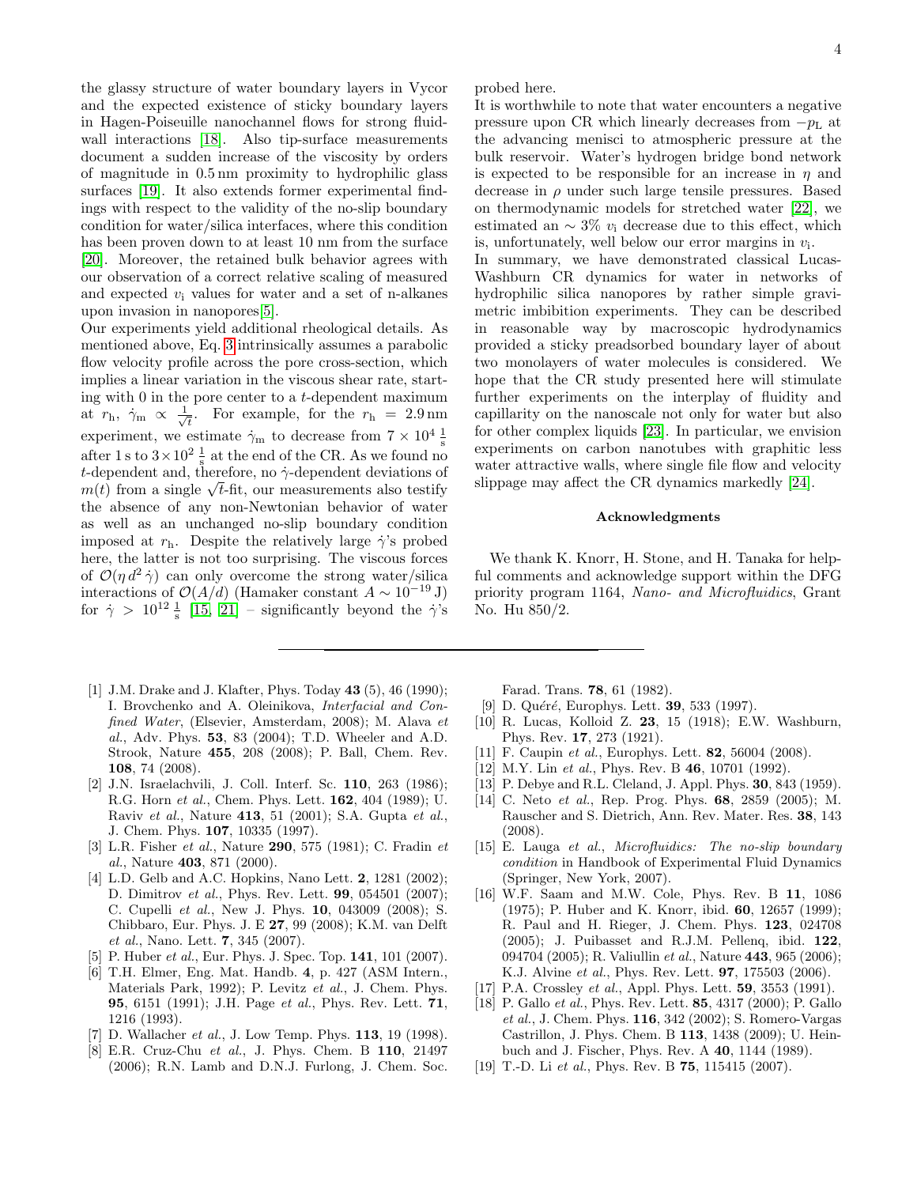the glassy structure of water boundary layers in Vycor and the expected existence of sticky boundary layers in Hagen-Poiseuille nanochannel flows for strong fluid-wall interactions [18]. Also tip-surface measurements document a sudden increase of the viscosity by orders of magnitude in 0.5 nm proximity to hydrophilic glass surfaces [19]. It also extends former experimental findings with respect to the validity of the no-slip boundary condition for water/silica interfaces, where this condition has been proven down to at least 10 nm from the surface [20]. Moreover, the retained bulk behavior agrees with our observation of a correct relative scaling of measured and expected $v_{\rm i}$ values for water and a set of n-alkanes upon invasion in nanopores[5].

Our experiments yield additional rheological details. As mentioned above, Eq. 3 intrinsically assumes a parabolic flow velocity profile across the pore cross-section, which implies a linear variation in the viscous shear rate, starting with 0 in the pore center to a $t$-dependent maximum at $r_{\rm h}$, $\dot{\gamma}_{\rm m} \propto \frac{1}{\sqrt{t}}$. For example, for the $r_{\rm h} = 2.9\,$nm experiment, we estimate $\dot{\gamma}_{\rm m}$ to decrease from $7 \times 10^4\,\frac{1}{\rm s}$ after 1 s to $3\times 10^2\,\frac{1}{\rm s}$ at the end of the CR. As we found no $t$-dependent and, therefore, no $\dot{\gamma}$-dependent deviations of $m(t)$ from a single $\sqrt{t}$-fit, our measurements also testify the absence of any non-Newtonian behavior of water as well as an unchanged no-slip boundary condition imposed at $r_{\rm h}$. Despite the relatively large $\dot{\gamma}$'s probed here, the latter is not too surprising. The viscous forces of $\mathcal{O}(\eta\, d^2\, \dot{\gamma})$ can only overcome the strong water/silica interactions of $\mathcal{O}(A/d)$ (Hamaker constant $A \sim 10^{-19}\,$J) for $\dot{\gamma} > 10^{12}\,\frac{1}{\rm s}$ [15, 21] – significantly beyond the $\dot{\gamma}$'s probed here.

It is worthwhile to note that water encounters a negative pressure upon CR which linearly decreases from $-p_{\rm L}$ at the advancing menisci to atmospheric pressure at the bulk reservoir. Water's hydrogen bridge bond network is expected to be responsible for an increase in $\eta$ and decrease in $\rho$ under such large tensile pressures. Based on thermodynamic models for stretched water [22], we estimated an $\sim 3\%$ $v_{\rm i}$ decrease due to this effect, which is, unfortunately, well below our error margins in $v_{\rm i}$.

In summary, we have demonstrated classical Lucas-Washburn CR dynamics for water in networks of hydrophilic silica nanopores by rather simple gravimetric imbibition experiments. They can be described in reasonable way by macroscopic hydrodynamics provided a sticky preadsorbed boundary layer of about two monolayers of water molecules is considered. We hope that the CR study presented here will stimulate further experiments on the interplay of fluidity and capillarity on the nanoscale not only for water but also for other complex liquids [23]. In particular, we envision experiments on carbon nanotubes with graphitic less water attractive walls, where single file flow and velocity slippage may affect the CR dynamics markedly [24].

## Acknowledgments

We thank K. Knorr, H. Stone, and H. Tanaka for helpful comments and acknowledge support within the DFG priority program 1164, *Nano- and Microfluidics*, Grant No. Hu 850/2.

---

[1] J.M. Drake and J. Klafter, Phys. Today **43** (5), 46 (1990); I. Brovchenko and A. Oleinikova, *Interfacial and Confined Water*, (Elsevier, Amsterdam, 2008); M. Alava *et al.*, Adv. Phys. **53**, 83 (2004); T.D. Wheeler and A.D. Strook, Nature **455**, 208 (2008); P. Ball, Chem. Rev. **108**, 74 (2008).

[2] J.N. Israelachvili, J. Coll. Interf. Sc. **110**, 263 (1986); R.G. Horn *et al.*, Chem. Phys. Lett. **162**, 404 (1989); U. Raviv *et al.*, Nature **413**, 51 (2001); S.A. Gupta *et al.*, J. Chem. Phys. **107**, 10335 (1997).

[3] L.R. Fisher *et al.*, Nature **290**, 575 (1981); C. Fradin *et al.*, Nature **403**, 871 (2000).

[4] L.D. Gelb and A.C. Hopkins, Nano Lett. **2**, 1281 (2002); D. Dimitrov *et al.*, Phys. Rev. Lett. **99**, 054501 (2007); C. Cupelli *et al.*, New J. Phys. **10**, 043009 (2008); S. Chibbaro, Eur. Phys. J. E **27**, 99 (2008); K.M. van Delft *et al.*, Nano. Lett. **7**, 345 (2007).

[5] P. Huber *et al.*, Eur. Phys. J. Spec. Top. **141**, 101 (2007).

[6] T.H. Elmer, Eng. Mat. Handb. **4**, p. 427 (ASM Intern., Materials Park, 1992); P. Levitz *et al.*, J. Chem. Phys. **95**, 6151 (1991); J.H. Page *et al.*, Phys. Rev. Lett. **71**, 1216 (1993).

[7] D. Wallacher *et al.*, J. Low Temp. Phys. **113**, 19 (1998).

[8] E.R. Cruz-Chu *et al.*, J. Phys. Chem. B **110**, 21497 (2006); R.N. Lamb and D.N.J. Furlong, J. Chem. Soc. Farad. Trans. **78**, 61 (1982).

[9] D. Quéré, Europhys. Lett. **39**, 533 (1997).

[10] R. Lucas, Kolloid Z. **23**, 15 (1918); E.W. Washburn, Phys. Rev. **17**, 273 (1921).

[11] F. Caupin *et al.*, Europhys. Lett. **82**, 56004 (2008).

[12] M.Y. Lin *et al.*, Phys. Rev. B **46**, 10701 (1992).

[13] P. Debye and R.L. Cleland, J. Appl. Phys. **30**, 843 (1959).

[14] C. Neto *et al.*, Rep. Prog. Phys. **68**, 2859 (2005); M. Rauscher and S. Dietrich, Ann. Rev. Mater. Res. **38**, 143 (2008).

[15] E. Lauga *et al.*, *Microfluidics: The no-slip boundary condition* in Handbook of Experimental Fluid Dynamics (Springer, New York, 2007).

[16] W.F. Saam and M.W. Cole, Phys. Rev. B **11**, 1086 (1975); P. Huber and K. Knorr, ibid. **60**, 12657 (1999); R. Paul and H. Rieger, J. Chem. Phys. **123**, 024708 (2005); J. Puibasset and R.J.M. Pellenq, ibid. **122**, 094704 (2005); R. Valiullin *et al.*, Nature **443**, 965 (2006); K.J. Alvine *et al.*, Phys. Rev. Lett. **97**, 175503 (2006).

[17] P.A. Crossley *et al.*, Appl. Phys. Lett. **59**, 3553 (1991).

[18] P. Gallo *et al.*, Phys. Rev. Lett. **85**, 4317 (2000); P. Gallo *et al.*, J. Chem. Phys. **116**, 342 (2002); S. Romero-Vargas Castrillon, J. Phys. Chem. B **113**, 1438 (2009); U. Heinbuch and J. Fischer, Phys. Rev. A **40**, 1144 (1989).

[19] T.-D. Li *et al.*, Phys. Rev. B **75**, 115415 (2007).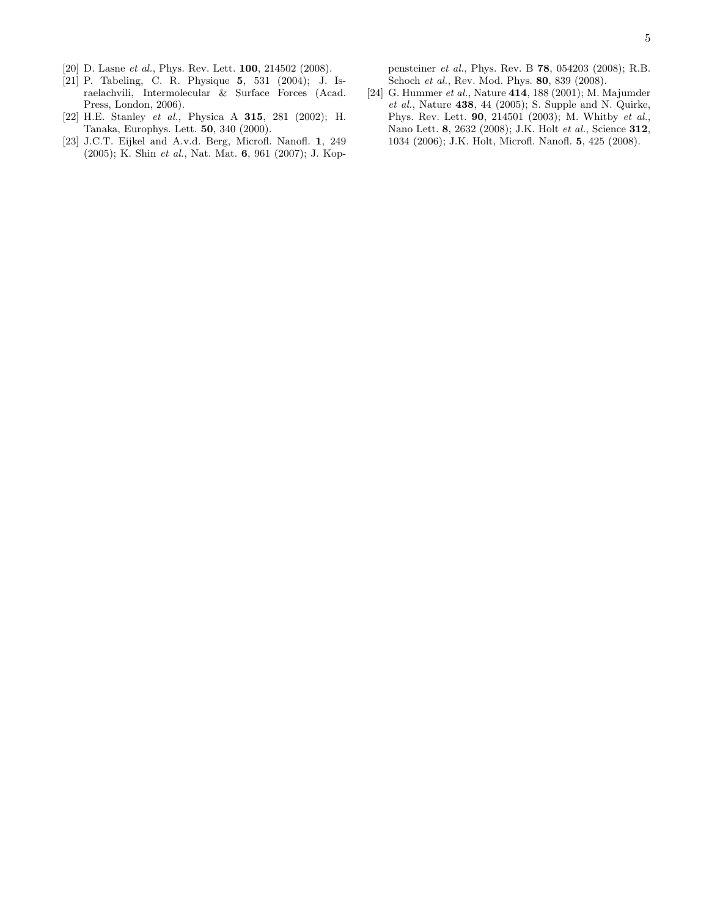[20] D. Lasne *et al.*, Phys. Rev. Lett. **100**, 214502 (2008).

[21] P. Tabeling, C. R. Physique **5**, 531 (2004); J. Israelachvili, Intermolecular & Surface Forces (Acad. Press, London, 2006).

[22] H.E. Stanley *et al.*, Physica A **315**, 281 (2002); H. Tanaka, Europhys. Lett. **50**, 340 (2000).

[23] J.C.T. Eijkel and A.v.d. Berg, Microfl. Nanofl. **1**, 249 (2005); K. Shin *et al.*, Nat. Mat. **6**, 961 (2007); J. Koppensteiner *et al.*, Phys. Rev. B **78**, 054203 (2008); R.B. Schoch *et al.*, Rev. Mod. Phys. **80**, 839 (2008).

[24] G. Hummer *et al.*, Nature **414**, 188 (2001); M. Majumder *et al.*, Nature **438**, 44 (2005); S. Supple and N. Quirke, Phys. Rev. Lett. **90**, 214501 (2003); M. Whitby *et al.*, Nano Lett. **8**, 2632 (2008); J.K. Holt *et al.*, Science **312**, 1034 (2006); J.K. Holt, Microfl. Nanofl. **5**, 425 (2008).